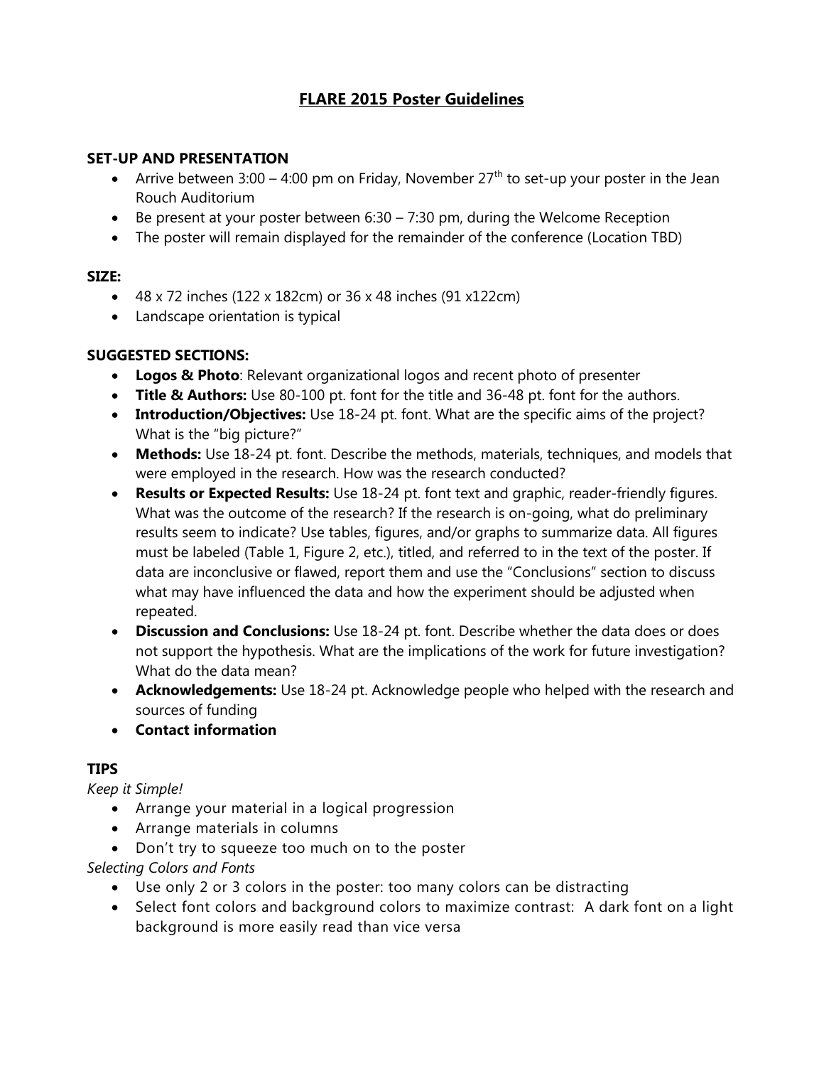# FLARE 2015 Poster Guidelines

## SET-UP AND PRESENTATION

- Arrive between 3:00 – 4:00 pm on Friday, November 27th to set-up your poster in the Jean Rouch Auditorium
- Be present at your poster between 6:30 – 7:30 pm, during the Welcome Reception
- The poster will remain displayed for the remainder of the conference (Location TBD)

## SIZE:

- 48 x 72 inches (122 x 182cm) or 36 x 48 inches (91 x122cm)
- Landscape orientation is typical

## SUGGESTED SECTIONS:

- **Logos & Photo**: Relevant organizational logos and recent photo of presenter
- **Title & Authors:** Use 80-100 pt. font for the title and 36-48 pt. font for the authors.
- **Introduction/Objectives:** Use 18-24 pt. font. What are the specific aims of the project? What is the "big picture?"
- **Methods:** Use 18-24 pt. font. Describe the methods, materials, techniques, and models that were employed in the research. How was the research conducted?
- **Results or Expected Results:** Use 18-24 pt. font text and graphic, reader-friendly figures. What was the outcome of the research? If the research is on-going, what do preliminary results seem to indicate? Use tables, figures, and/or graphs to summarize data. All figures must be labeled (Table 1, Figure 2, etc.), titled, and referred to in the text of the poster. If data are inconclusive or flawed, report them and use the "Conclusions" section to discuss what may have influenced the data and how the experiment should be adjusted when repeated.
- **Discussion and Conclusions:** Use 18-24 pt. font. Describe whether the data does or does not support the hypothesis. What are the implications of the work for future investigation? What do the data mean?
- **Acknowledgements:** Use 18-24 pt. Acknowledge people who helped with the research and sources of funding
- **Contact information**

## TIPS

*Keep it Simple!*

- Arrange your material in a logical progression
- Arrange materials in columns
- Don't try to squeeze too much on to the poster

*Selecting Colors and Fonts*

- Use only 2 or 3 colors in the poster: too many colors can be distracting
- Select font colors and background colors to maximize contrast: A dark font on a light background is more easily read than vice versa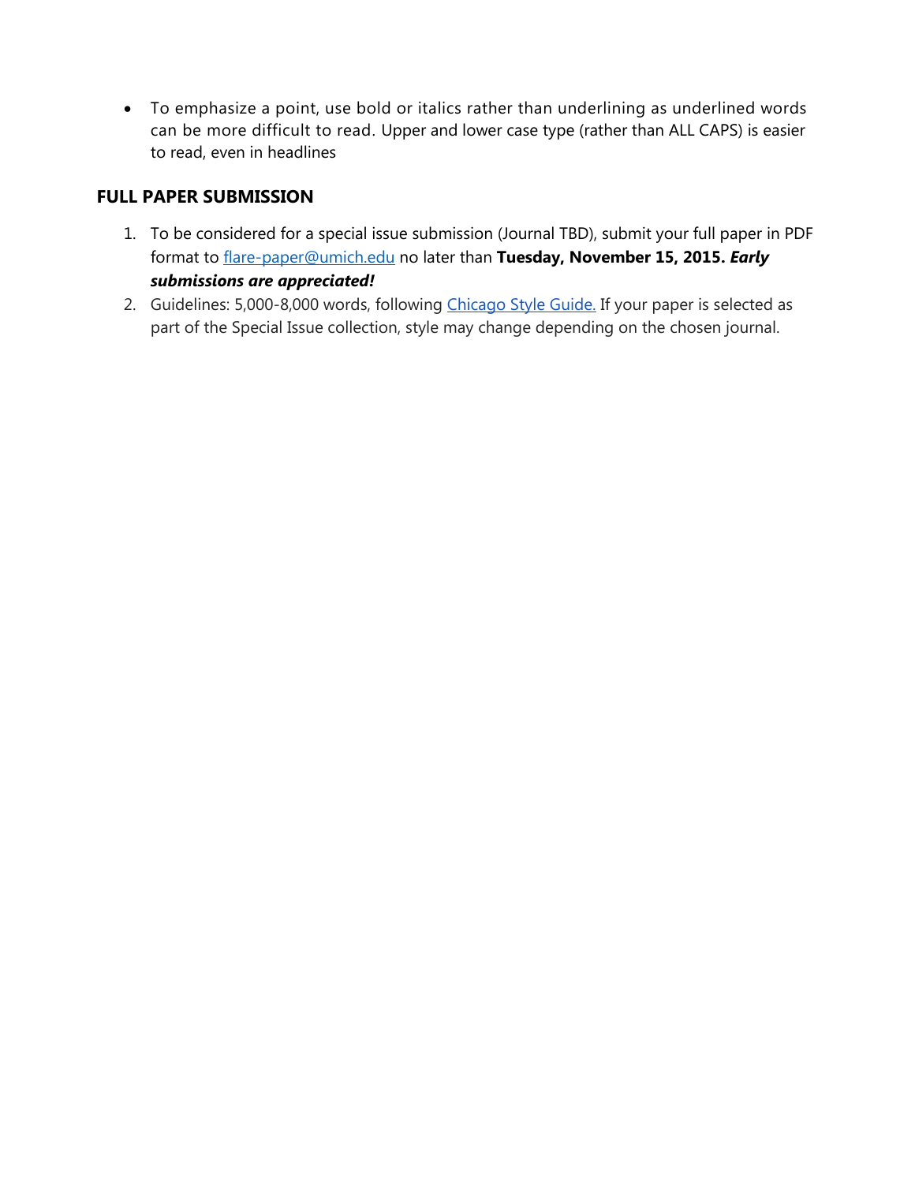- To emphasize a point, use bold or italics rather than underlining as underlined words can be more difficult to read. Upper and lower case type (rather than ALL CAPS) is easier to read, even in headlines

### FULL PAPER SUBMISSION

1. To be considered for a special issue submission (Journal TBD), submit your full paper in PDF format to flare-paper@umich.edu no later than **Tuesday, November 15, 2015.** ***Early submissions are appreciated!***
2. Guidelines: 5,000-8,000 words, following Chicago Style Guide. If your paper is selected as part of the Special Issue collection, style may change depending on the chosen journal.